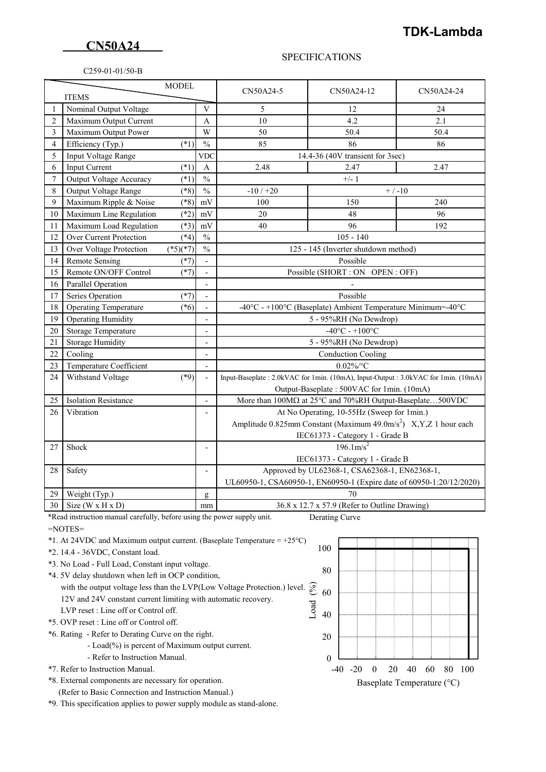**TDK-Lambda**

# CN50A24

SPECIFICATIONS

C259-01-01/50-B

| | ITEMS \ MODEL | | | CN50A24-5 | CN50A24-12 | CN50A24-24 |
|---|---|---|---|---|---|---|
| 1 | Nominal Output Voltage | | V | 5 | 12 | 24 |
| 2 | Maximum Output Current | | A | 10 | 4.2 | 2.1 |
| 3 | Maximum Output Power | | W | 50 | 50.4 | 50.4 |
| 4 | Efficiency (Typ.) | (*1) | % | 85 | 86 | 86 |
| 5 | Input Voltage Range | | VDC | 14.4-36 (40V transient for 3sec) | | |
| 6 | Input Current | (*1) | A | 2.48 | 2.47 | 2.47 |
| 7 | Output Voltage Accuracy | (*1) | % | +/- 1 | | |
| 8 | Output Voltage Range | (*8) | % | -10 / +20 | + / -10 | |
| 9 | Maximum Ripple & Noise | (*8) | mV | 100 | 150 | 240 |
| 10 | Maximum Line Regulation | (*2) | mV | 20 | 48 | 96 |
| 11 | Maximum Load Regulation | (*3) | mV | 40 | 96 | 192 |
| 12 | Over Current Protection | (*4) | % | 105 - 140 | | |
| 13 | Over Voltage Protection | (*5)(*7) | % | 125 - 145 (Inverter shutdown method) | | |
| 14 | Remote Sensing | (*7) | - | Possible | | |
| 15 | Remote ON/OFF Control | (*7) | - | Possible (SHORT : ON OPEN : OFF) | | |
| 16 | Parallel Operation | | - | - | | |
| 17 | Series Operation | (*7) | - | Possible | | |
| 18 | Operating Temperature | (*6) | - | -40°C - +100°C (Baseplate) Ambient Temperature Minimum=-40°C | | |
| 19 | Operating Humidity | | - | 5 - 95%RH (No Dewdrop) | | |
| 20 | Storage Temperature | | - | -40°C - +100°C | | |
| 21 | Storage Humidity | | - | 5 - 95%RH (No Dewdrop) | | |
| 22 | Cooling | | - | Conduction Cooling | | |
| 23 | Temperature Coefficient | | - | 0.02%/°C | | |
| 24 | Withstand Voltage | (*9) | - | Input-Baseplate : 2.0kVAC for 1min. (10mA), Input-Output : 3.0kVAC for 1min. (10mA)<br>Output-Baseplate : 500VAC for 1min. (10mA) | | |
| 25 | Isolation Resistance | | - | More than 100MΩ at 25°C and 70%RH Output-Baseplate…500VDC | | |
| 26 | Vibration | | - | At No Operating, 10-55Hz (Sweep for 1min.)<br>Amplitude 0.825mm Constant (Maximum 49.0m/s$^2$) X,Y,Z 1 hour each<br>IEC61373 - Category 1 - Grade B | | |
| 27 | Shock | | - | 196.1m/s$^2$<br>IEC61373 - Category 1 - Grade B | | |
| 28 | Safety | | - | Approved by UL62368-1, CSA62368-1, EN62368-1,<br>UL60950-1, CSA60950-1, EN60950-1 (Expire date of 60950-1:20/12/2020) | | |
| 29 | Weight (Typ.) | | g | 70 | | |
| 30 | Size (W x H x D) | | mm | 36.8 x 12.7 x 57.9 (Refer to Outline Drawing) | | |

*Read instruction manual carefully, before using the power supply unit.

=NOTES=

*1. At 24VDC and Maximum output current. (Baseplate Temperature = +25°C)

*2. 14.4 - 36VDC, Constant load.

*3. No Load - Full Load, Constant input voltage.

*4. 5V delay shutdown when left in OCP condition,
with the output voltage less than the LVP(Low Voltage Protection.) level.
12V and 24V constant current limiting with automatic recovery.
LVP reset : Line off or Control off.

*5. OVP reset : Line off or Control off.

*6. Rating - Refer to Derating Curve on the right.
- Load(%) is percent of Maximum output current.
- Refer to Instruction Manual.

*7. Refer to Instruction Manual.

*8. External components are necessary for operation.
(Refer to Basic Connection and Instruction Manual.)

*9. This specification applies to power supply module as stand-alone.

Derating Curve

Load (%) vs Baseplate Temperature (°C)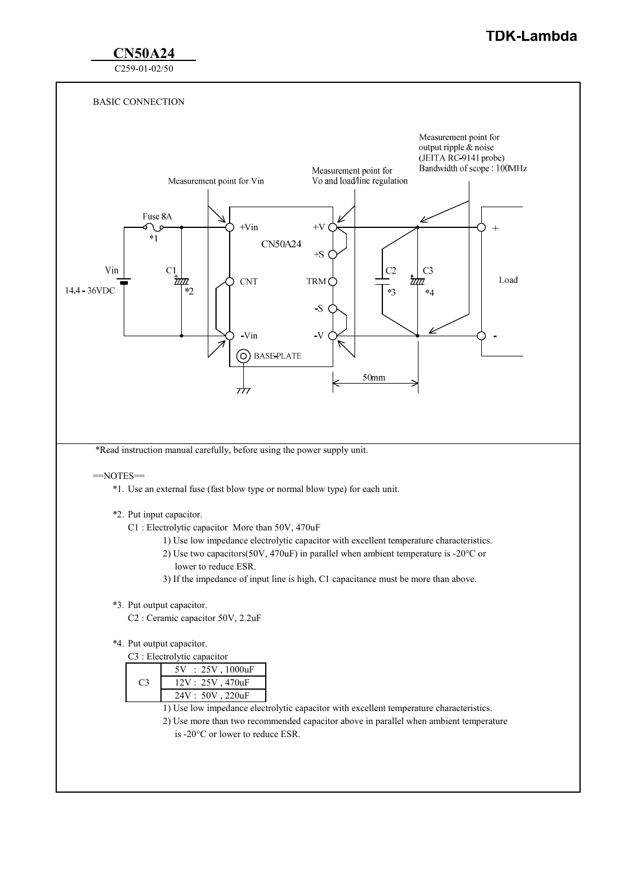**CN50A24**

C259-01-02/50

BASIC CONNECTION

Measurement point for output ripple & noise (JEITA RC-9141 probe) Bandwidth of scope : 100MHz

Measurement point for Vo and load/line regulation

Measurement point for Vin

Fuse 8A

*1

+Vin

+V

CN50A24

+S

Vin

14.4 - 36VDC

C1

*2

CNT

TRM

C2

*3

C3

*4

Load

-S

-Vin

-V

BASE-PLATE

50mm

*Read instruction manual carefully, before using the power supply unit.

==NOTES==

*1. Use an external fuse (fast blow type or normal blow type) for each unit.

*2. Put input capacitor.

C1 : Electrolytic capacitor More than 50V, 470uF

1) Use low impedance electrolytic capacitor with excellent temperature characteristics.
2) Use two capacitors(50V, 470uF) in parallel when ambient temperature is -20°C or lower to reduce ESR.
3) If the impedance of input line is high, C1 capacitance must be more than above.

*3. Put output capacitor.

C2 : Ceramic capacitor 50V, 2.2uF

*4. Put output capacitor.

C3 : Electrolytic capacitor

| | |
|---|---|
| C3 | 5V : 25V , 1000uF |
| | 12V : 25V , 470uF |
| | 24V : 50V , 220uF |

1) Use low impedance electrolytic capacitor with excellent temperature characteristics.
2) Use more than two recommended capacitor above in parallel when ambient temperature is -20°C or lower to reduce ESR.